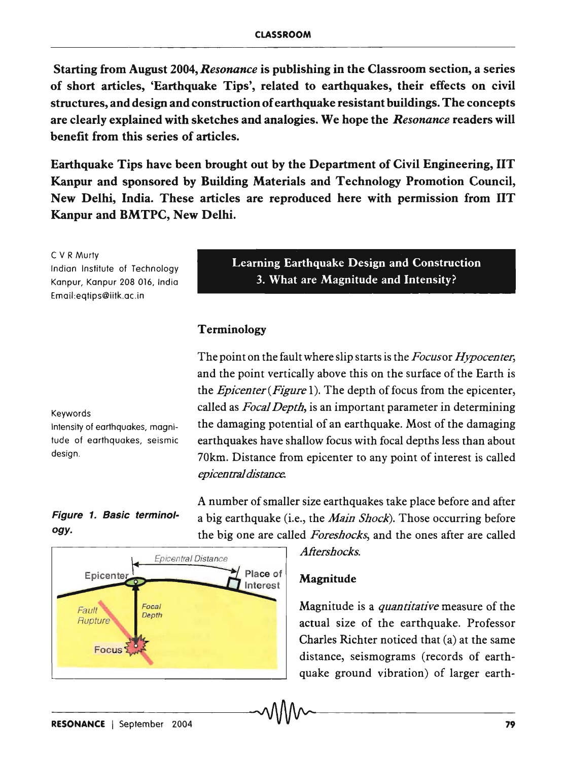**Starting from August 2004, *Resonance* is publishing in the Classroom section, a series of short articles, 'Earthquake Tips', related to earthquakes, their effects on civil structures, and design and construction of earthquake resistant buildings. The concepts are clearly explained with sketches and analogies. We hope the *Resonance* readers will benefit from this series of articles.**

**Earthquake Tips have been brought out by the Department of Civil Engineering, IIT Kanpur and sponsored by Building Materials and Technology Promotion Council, New Delhi, India. These articles are reproduced here with permission from IIT Kanpur and BMTPC, New Delhi.**

C V R Murty
Indian Institute of Technology
Kanpur, Kanpur 208 016, India
Email:eqtips@iitk.ac.in

# Learning Earthquake Design and Construction
## 3. What are Magnitude and Intensity?

Keywords
Intensity of earthquakes, magnitude of earthquakes, seismic design.

### Terminology

The point on the fault where slip starts is the *Focus* or *Hypocenter*, and the point vertically above this on the surface of the Earth is the *Epicenter* (*Figure* 1). The depth of focus from the epicenter, called as *Focal Depth*, is an important parameter in determining the damaging potential of an earthquake. Most of the damaging earthquakes have shallow focus with focal depths less than about 70km. Distance from epicenter to any point of interest is called *epicentral distance*.

A number of smaller size earthquakes take place before and after a big earthquake (i.e., the *Main Shock*). Those occurring before the big one are called *Foreshocks*, and the ones after are called *Aftershocks*.

***Figure 1. Basic terminology.***

### Magnitude

Magnitude is a *quantitative* measure of the actual size of the earthquake. Professor Charles Richter noticed that (a) at the same distance, seismograms (records of earthquake ground vibration) of larger earth-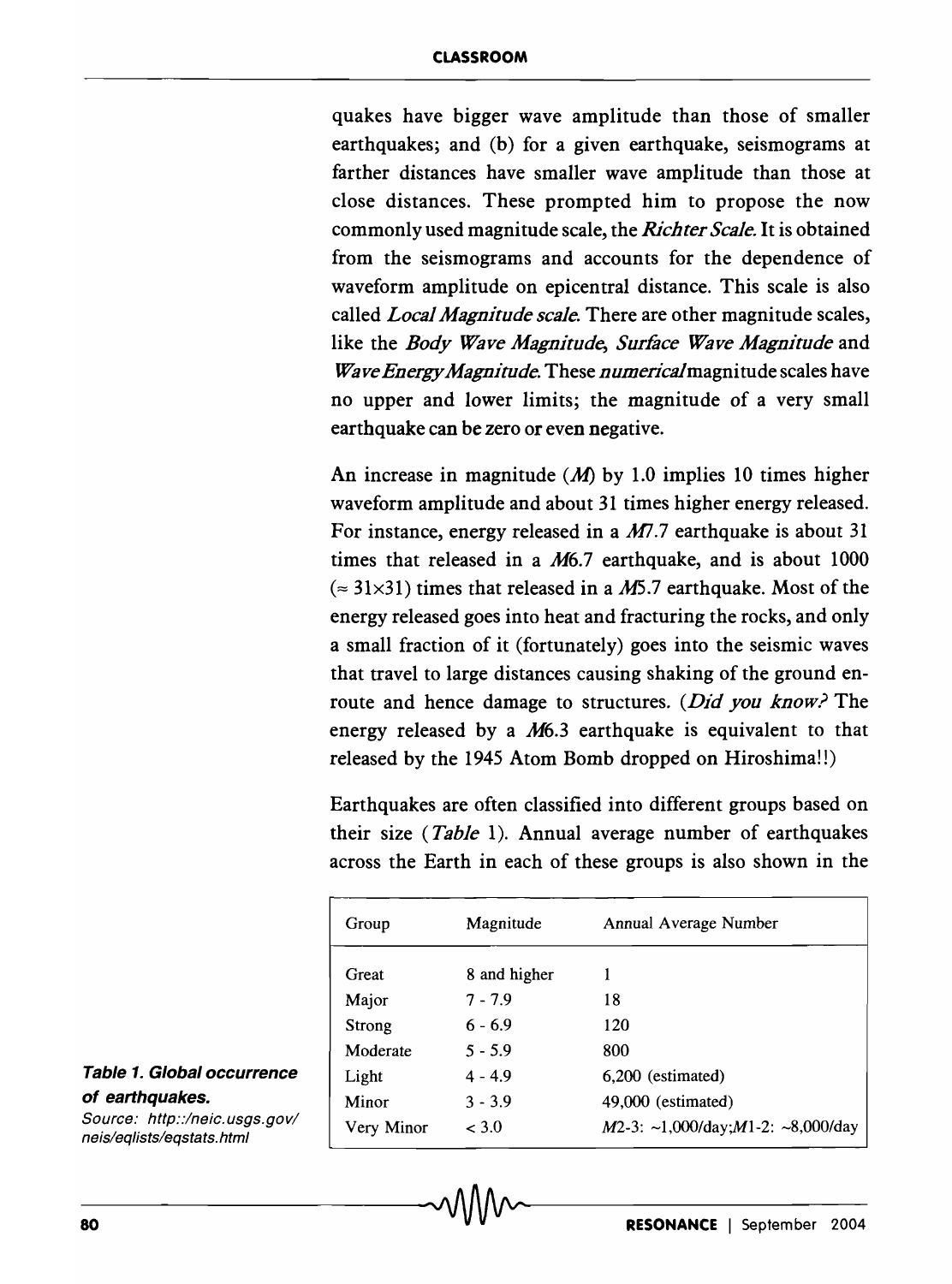quakes have bigger wave amplitude than those of smaller earthquakes; and (b) for a given earthquake, seismograms at farther distances have smaller wave amplitude than those at close distances. These prompted him to propose the now commonly used magnitude scale, the *Richter Scale*. It is obtained from the seismograms and accounts for the dependence of waveform amplitude on epicentral distance. This scale is also called *Local Magnitude scale*. There are other magnitude scales, like the *Body Wave Magnitude*, *Surface Wave Magnitude* and *Wave Energy Magnitude*. These *numerical* magnitude scales have no upper and lower limits; the magnitude of a very small earthquake can be zero or even negative.

An increase in magnitude ($M$) by 1.0 implies 10 times higher waveform amplitude and about 31 times higher energy released. For instance, energy released in a $M7.7$ earthquake is about 31 times that released in a $M6.7$ earthquake, and is about 1000 ($\approx 31\times31$) times that released in a $M5.7$ earthquake. Most of the energy released goes into heat and fracturing the rocks, and only a small fraction of it (fortunately) goes into the seismic waves that travel to large distances causing shaking of the ground en-route and hence damage to structures. (*Did you know?* The energy released by a $M6.3$ earthquake is equivalent to that released by the 1945 Atom Bomb dropped on Hiroshima!!)

Earthquakes are often classified into different groups based on their size (*Table* 1). Annual average number of earthquakes across the Earth in each of these groups is also shown in the

| Group | Magnitude | Annual Average Number |
|---|---|---|
| Great | 8 and higher | 1 |
| Major | 7 - 7.9 | 18 |
| Strong | 6 - 6.9 | 120 |
| Moderate | 5 - 5.9 | 800 |
| Light | 4 - 4.9 | 6,200 (estimated) |
| Minor | 3 - 3.9 | 49,000 (estimated) |
| Very Minor | < 3.0 | $M$2-3: ~1,000/day; $M$1-2: ~8,000/day |

**Table 1. Global occurrence of earthquakes.**

*Source: http://neic.usgs.gov/neis/eqlists/eqstats.html*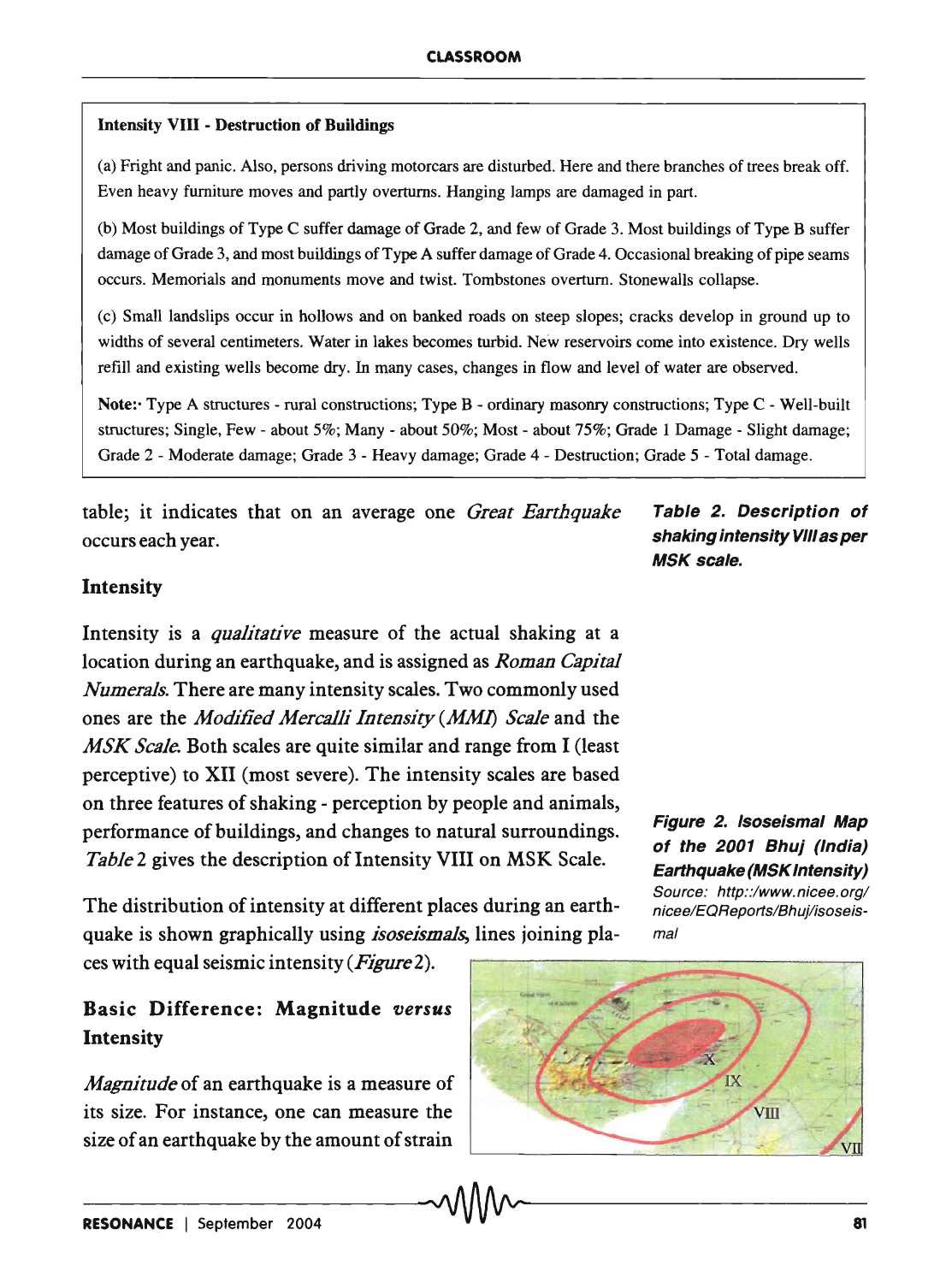**Intensity VIII - Destruction of Buildings**

(a) Fright and panic. Also, persons driving motorcars are disturbed. Here and there branches of trees break off. Even heavy furniture moves and partly overturns. Hanging lamps are damaged in part.

(b) Most buildings of Type C suffer damage of Grade 2, and few of Grade 3. Most buildings of Type B suffer damage of Grade 3, and most buildings of Type A suffer damage of Grade 4. Occasional breaking of pipe seams occurs. Memorials and monuments move and twist. Tombstones overturn. Stonewalls collapse.

(c) Small landslips occur in hollows and on banked roads on steep slopes; cracks develop in ground up to widths of several centimeters. Water in lakes becomes turbid. New reservoirs come into existence. Dry wells refill and existing wells become dry. In many cases, changes in flow and level of water are observed.

**Note:** Type A structures - rural constructions; Type B - ordinary masonry constructions; Type C - Well-built structures; Single, Few - about 5%; Many - about 50%; Most - about 75%; Grade 1 Damage - Slight damage; Grade 2 - Moderate damage; Grade 3 - Heavy damage; Grade 4 - Destruction; Grade 5 - Total damage.

***Table 2. Description of shaking intensity VIII as per MSK scale.***

table; it indicates that on an average one *Great Earthquake* occurs each year.

## Intensity

Intensity is a *qualitative* measure of the actual shaking at a location during an earthquake, and is assigned as *Roman Capital Numerals*. There are many intensity scales. Two commonly used ones are the *Modified Mercalli Intensity (MMI) Scale* and the *MSK Scale*. Both scales are quite similar and range from I (least perceptive) to XII (most severe). The intensity scales are based on three features of shaking - perception by people and animals, performance of buildings, and changes to natural surroundings. *Table* 2 gives the description of Intensity VIII on MSK Scale.

The distribution of intensity at different places during an earthquake is shown graphically using *isoseismals*, lines joining places with equal seismic intensity (*Figure* 2).

***Figure 2. Isoseismal Map of the 2001 Bhuj (India) Earthquake (MSK Intensity)***
*Source: http://www.nicee.org/nicee/EQReports/Bhuj/isoseismal*

## Basic Difference: Magnitude *versus* Intensity

*Magnitude* of an earthquake is a measure of its size. For instance, one can measure the size of an earthquake by the amount of strain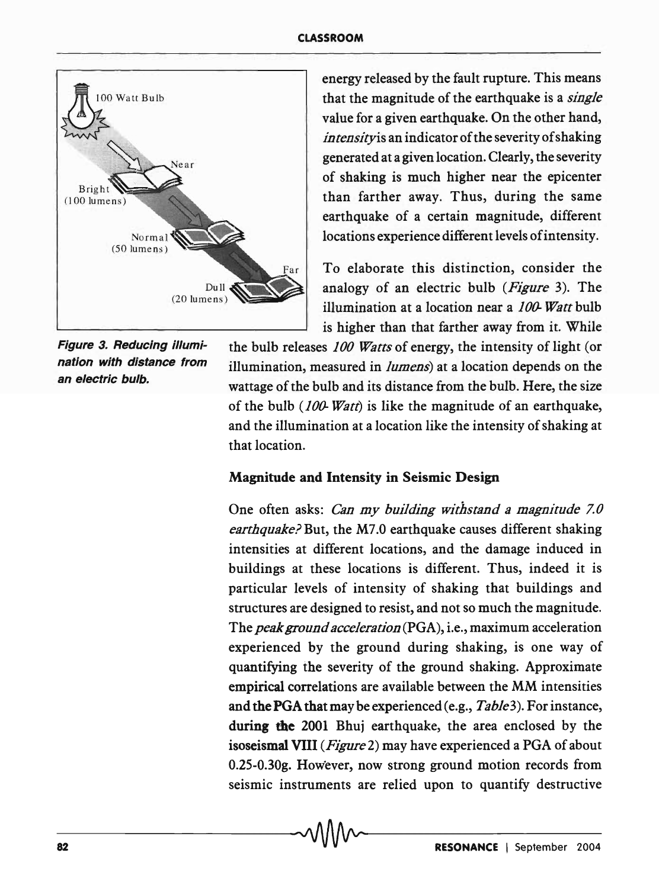energy released by the fault rupture. This means that the magnitude of the earthquake is a *single* value for a given earthquake. On the other hand, *intensity* is an indicator of the severity of shaking generated at a given location. Clearly, the severity of shaking is much higher near the epicenter than farther away. Thus, during the same earthquake of a certain magnitude, different locations experience different levels of intensity.

To elaborate this distinction, consider the analogy of an electric bulb (*Figure* 3). The illumination at a location near a *100-Watt* bulb is higher than that farther away from it. While the bulb releases *100 Watts* of energy, the intensity of light (or illumination, measured in *lumens*) at a location depends on the wattage of the bulb and its distance from the bulb. Here, the size of the bulb (*100-Watt*) is like the magnitude of an earthquake, and the illumination at a location like the intensity of shaking at that location.

**Figure 3. Reducing illumination with distance from an electric bulb.**

### Magnitude and Intensity in Seismic Design

One often asks: *Can my building withstand a magnitude 7.0 earthquake?* But, the M7.0 earthquake causes different shaking intensities at different locations, and the damage induced in buildings at these locations is different. Thus, indeed it is particular levels of intensity of shaking that buildings and structures are designed to resist, and not so much the magnitude. The *peak ground acceleration* (PGA), i.e., maximum acceleration experienced by the ground during shaking, is one way of quantifying the severity of the ground shaking. Approximate empirical correlations are available between the MM intensities and the PGA that may be experienced (e.g., *Table* 3). For instance, during the 2001 Bhuj earthquake, the area enclosed by the isoseismal VIII (*Figure* 2) may have experienced a PGA of about 0.25-0.30g. However, now strong ground motion records from seismic instruments are relied upon to quantify destructive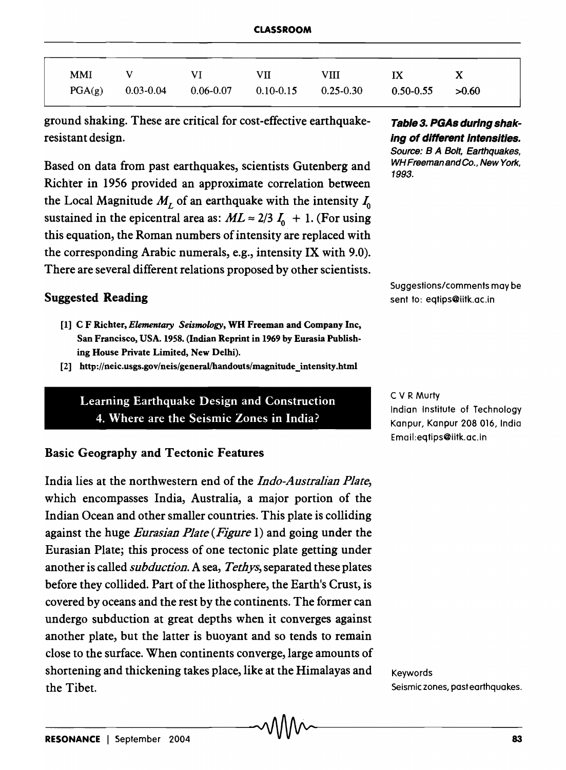| | | | | | | |
|---|---|---|---|---|---|---|
| MMI | V | VI | VII | VIII | IX | X |
| PGA(g) | 0.03-0.04 | 0.06-0.07 | 0.10-0.15 | 0.25-0.30 | 0.50-0.55 | >0.60 |

***Table 3. PGAs during shaking of different intensities.*** *Source: B A Bolt, Earthquakes, WH Freeman and Co., New York, 1993.*

ground shaking. These are critical for cost-effective earthquake-resistant design.

Based on data from past earthquakes, scientists Gutenberg and Richter in 1956 provided an approximate correlation between the Local Magnitude $M_L$ of an earthquake with the intensity $I_0$ sustained in the epicentral area as: $ML \approx 2/3\ I_0 + 1$. (For using this equation, the Roman numbers of intensity are replaced with the corresponding Arabic numerals, e.g., intensity IX with 9.0). There are several different relations proposed by other scientists.

Suggestions/comments may be sent to: eqtips@iitk.ac.in

## Suggested Reading

[1] C F Richter, *Elementary Seismology*, WH Freeman and Company Inc, San Francisco, USA. 1958. (Indian Reprint in 1969 by Eurasia Publishing House Private Limited, New Delhi).

[2] http://neic.usgs.gov/neis/general/handouts/magnitude_intensity.html

## Learning Earthquake Design and Construction 4. Where are the Seismic Zones in India?

C V R Murty
Indian Institute of Technology Kanpur, Kanpur 208 016, India
Email:eqtips@iitk.ac.in

### Basic Geography and Tectonic Features

India lies at the northwestern end of the *Indo-Australian Plate*, which encompasses India, Australia, a major portion of the Indian Ocean and other smaller countries. This plate is colliding against the huge *Eurasian Plate* (*Figure* 1) and going under the Eurasian Plate; this process of one tectonic plate getting under another is called *subduction*. A sea, *Tethys*, separated these plates before they collided. Part of the lithosphere, the Earth's Crust, is covered by oceans and the rest by the continents. The former can undergo subduction at great depths when it converges against another plate, but the latter is buoyant and so tends to remain close to the surface. When continents converge, large amounts of shortening and thickening takes place, like at the Himalayas and the Tibet.

Keywords
Seismic zones, past earthquakes.